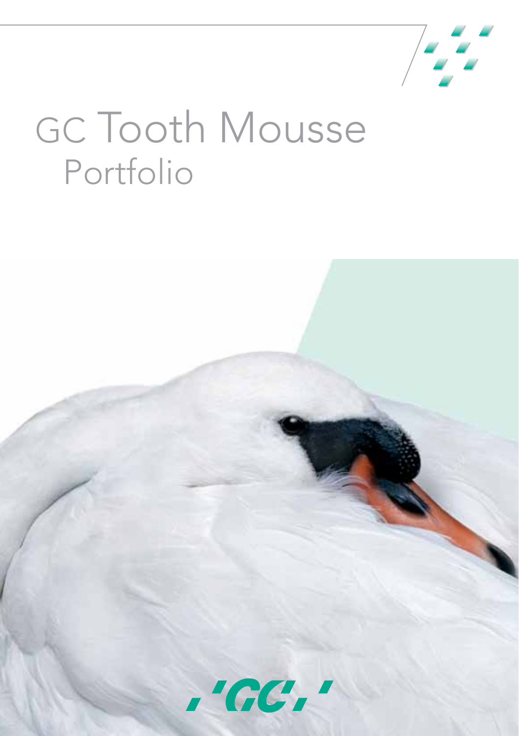# GC Tooth Mousse
## Portfolio

GC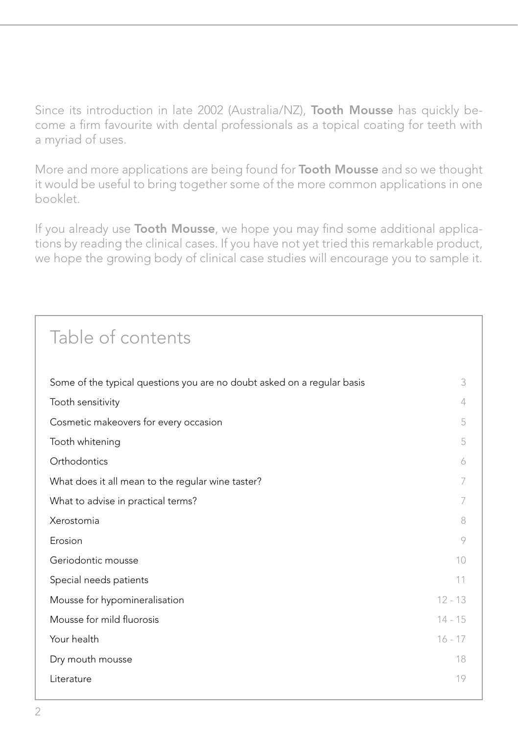Since its introduction in late 2002 (Australia/NZ), **Tooth Mousse** has quickly become a firm favourite with dental professionals as a topical coating for teeth with a myriad of uses.

More and more applications are being found for **Tooth Mousse** and so we thought it would be useful to bring together some of the more common applications in one booklet.

If you already use **Tooth Mousse**, we hope you may find some additional applications by reading the clinical cases. If you have not yet tried this remarkable product, we hope the growing body of clinical case studies will encourage you to sample it.

## Table of contents

| | |
|---|---|
| Some of the typical questions you are no doubt asked on a regular basis | 3 |
| Tooth sensitivity | 4 |
| Cosmetic makeovers for every occasion | 5 |
| Tooth whitening | 5 |
| Orthodontics | 6 |
| What does it all mean to the regular wine taster? | 7 |
| What to advise in practical terms? | 7 |
| Xerostomia | 8 |
| Erosion | 9 |
| Geriodontic mousse | 10 |
| Special needs patients | 11 |
| Mousse for hypomineralisation | 12 - 13 |
| Mousse for mild fluorosis | 14 - 15 |
| Your health | 16 - 17 |
| Dry mouth mousse | 18 |
| Literature | 19 |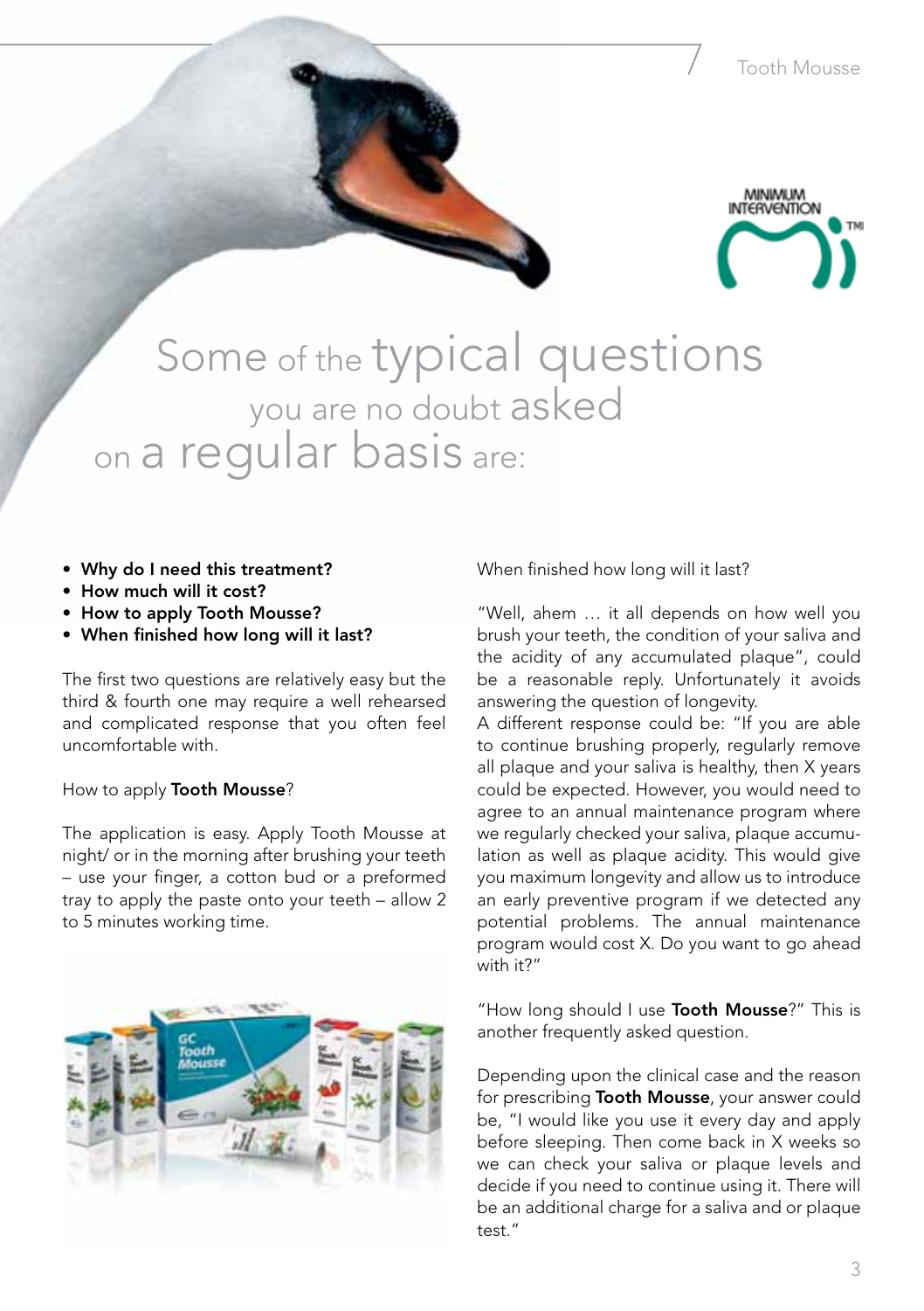# Some of the typical questions you are no doubt asked on a regular basis are:

- **Why do I need this treatment?**
- **How much will it cost?**
- **How to apply Tooth Mousse?**
- **When finished how long will it last?**

The first two questions are relatively easy but the third & fourth one may require a well rehearsed and complicated response that you often feel uncomfortable with.

How to apply **Tooth Mousse**?

The application is easy. Apply Tooth Mousse at night/ or in the morning after brushing your teeth – use your finger, a cotton bud or a preformed tray to apply the paste onto your teeth – allow 2 to 5 minutes working time.

When finished how long will it last?

"Well, ahem … it all depends on how well you brush your teeth, the condition of your saliva and the acidity of any accumulated plaque", could be a reasonable reply. Unfortunately it avoids answering the question of longevity.

A different response could be: "If you are able to continue brushing properly, regularly remove all plaque and your saliva is healthy, then X years could be expected. However, you would need to agree to an annual maintenance program where we regularly checked your saliva, plaque accumulation as well as plaque acidity. This would give you maximum longevity and allow us to introduce an early preventive program if we detected any potential problems. The annual maintenance program would cost X. Do you want to go ahead with it?"

"How long should I use **Tooth Mousse**?" This is another frequently asked question.

Depending upon the clinical case and the reason for prescribing **Tooth Mousse**, your answer could be, "I would like you use it every day and apply before sleeping. Then come back in X weeks so we can check your saliva or plaque levels and decide if you need to continue using it. There will be an additional charge for a saliva and or plaque test."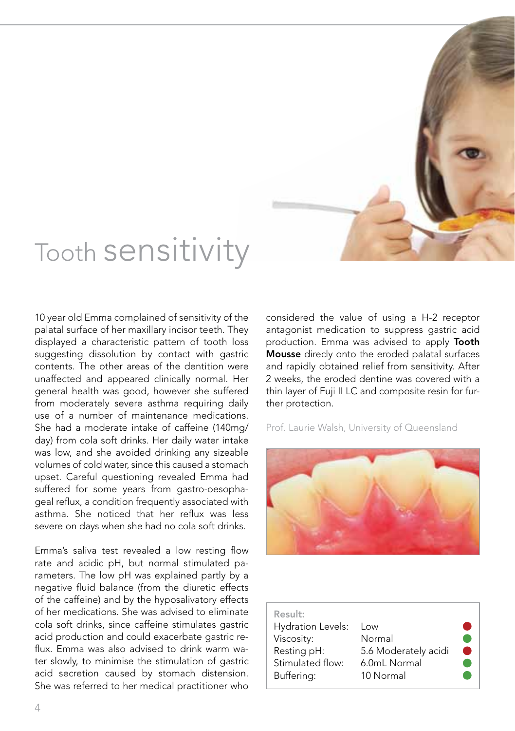# Tooth sensitivity

10 year old Emma complained of sensitivity of the palatal surface of her maxillary incisor teeth. They displayed a characteristic pattern of tooth loss suggesting dissolution by contact with gastric contents. The other areas of the dentition were unaffected and appeared clinically normal. Her general health was good, however she suffered from moderately severe asthma requiring daily use of a number of maintenance medications. She had a moderate intake of caffeine (140mg/day) from cola soft drinks. Her daily water intake was low, and she avoided drinking any sizeable volumes of cold water, since this caused a stomach upset. Careful questioning revealed Emma had suffered for some years from gastro-oesophageal reflux, a condition frequently associated with asthma. She noticed that her reflux was less severe on days when she had no cola soft drinks.

Emma's saliva test revealed a low resting flow rate and acidic pH, but normal stimulated parameters. The low pH was explained partly by a negative fluid balance (from the diuretic effects of the caffeine) and by the hyposalivatory effects of her medications. She was advised to eliminate cola soft drinks, since caffeine stimulates gastric acid production and could exacerbate gastric reflux. Emma was also advised to drink warm water slowly, to minimise the stimulation of gastric acid secretion caused by stomach distension. She was referred to her medical practitioner who considered the value of using a H-2 receptor antagonist medication to suppress gastric acid production. Emma was advised to apply **Tooth Mousse** direcly onto the eroded palatal surfaces and rapidly obtained relief from sensitivity. After 2 weeks, the eroded dentine was covered with a thin layer of Fuji II LC and composite resin for further protection.

Prof. Laurie Walsh, University of Queensland

**Result:**

| | | |
|---|---|---|
| Hydration Levels: | Low | ● |
| Viscosity: | Normal | ● |
| Resting pH: | 5.6 Moderately acidi | ● |
| Stimulated flow: | 6.0mL Normal | ● |
| Buffering: | 10 Normal | ● |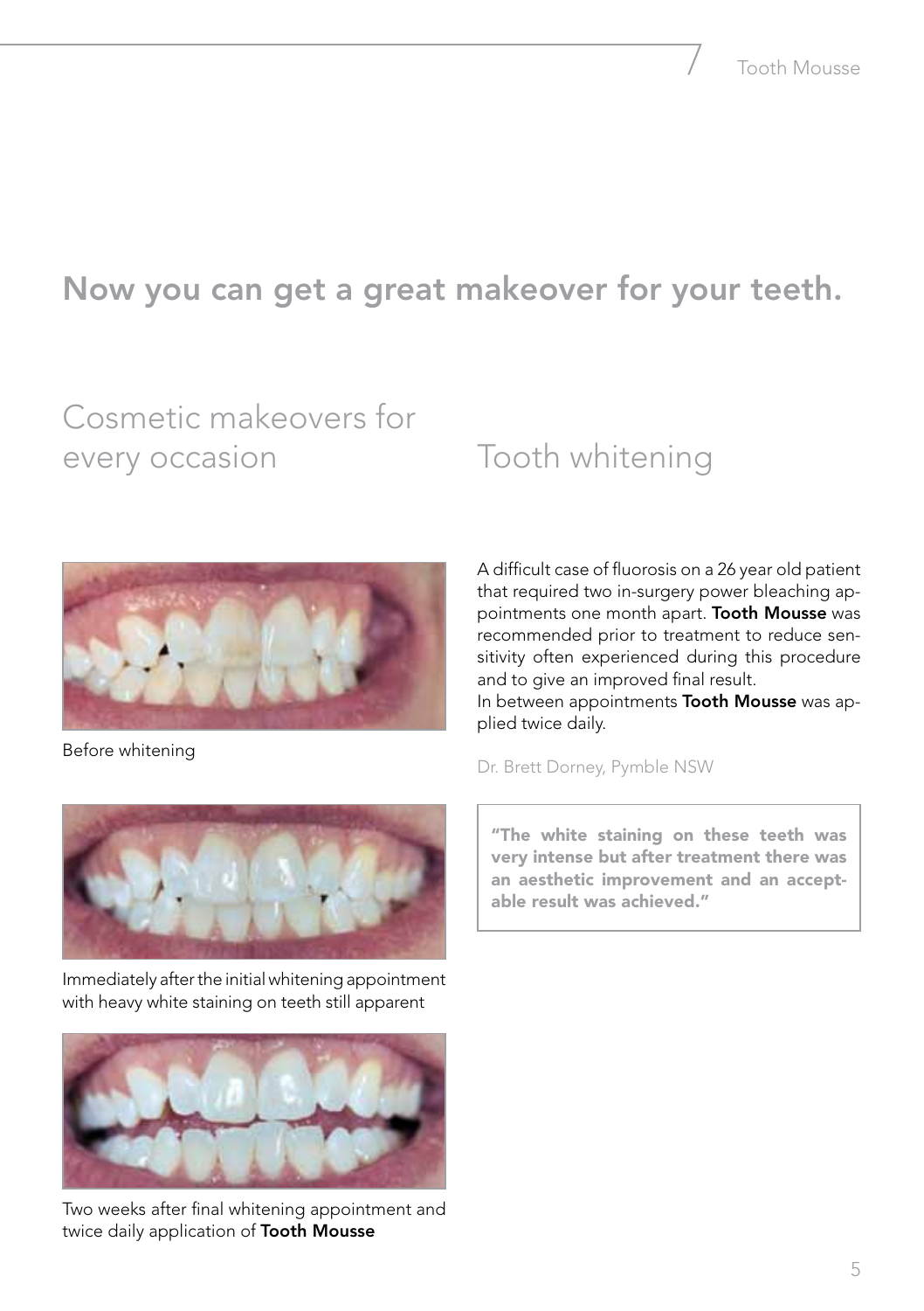# Now you can get a great makeover for your teeth.

## Cosmetic makeovers for every occasion

## Tooth whitening

Before whitening

Immediately after the initial whitening appointment with heavy white staining on teeth still apparent

Two weeks after final whitening appointment and twice daily application of **Tooth Mousse**

A difficult case of fluorosis on a 26 year old patient that required two in-surgery power bleaching appointments one month apart. **Tooth Mousse** was recommended prior to treatment to reduce sensitivity often experienced during this procedure and to give an improved final result.
In between appointments **Tooth Mousse** was applied twice daily.

Dr. Brett Dorney, Pymble NSW

> **"The white staining on these teeth was very intense but after treatment there was an aesthetic improvement and an acceptable result was achieved."**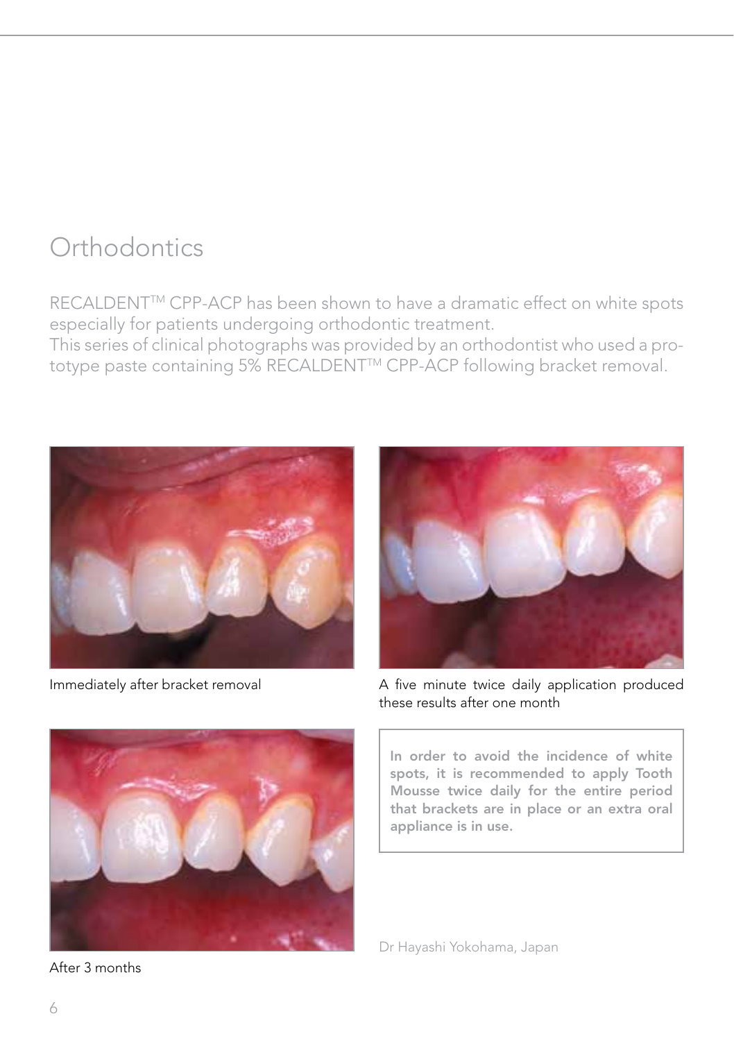# Orthodontics

RECALDENT™ CPP-ACP has been shown to have a dramatic effect on white spots especially for patients undergoing orthodontic treatment.
This series of clinical photographs was provided by an orthodontist who used a prototype paste containing 5% RECALDENT™ CPP-ACP following bracket removal.

Immediately after bracket removal

A five minute twice daily application produced these results after one month

After 3 months

**In order to avoid the incidence of white spots, it is recommended to apply Tooth Mousse twice daily for the entire period that brackets are in place or an extra oral appliance is in use.**

Dr Hayashi Yokohama, Japan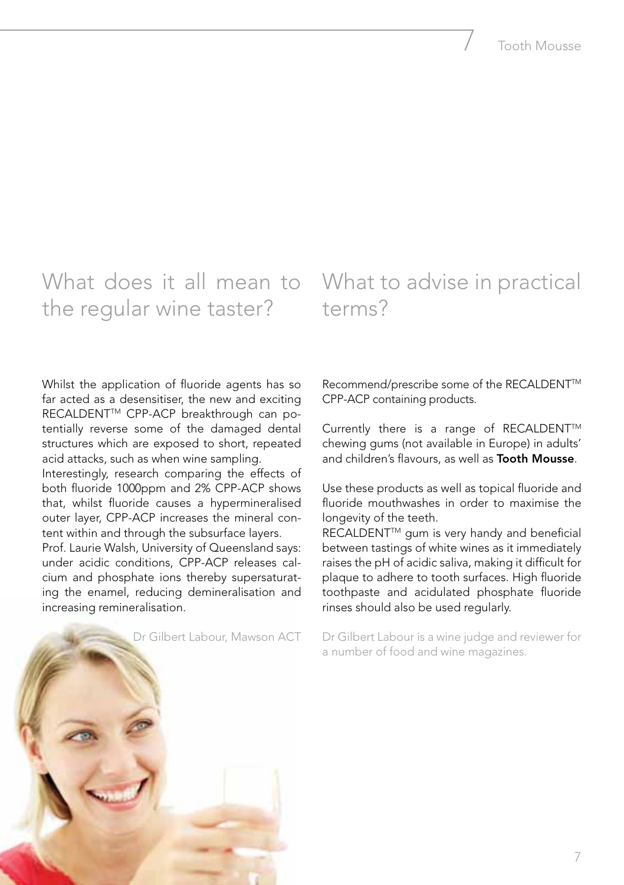## What does it all mean to the regular wine taster?

Whilst the application of fluoride agents has so far acted as a desensitiser, the new and exciting RECALDENT™ CPP-ACP breakthrough can potentially reverse some of the damaged dental structures which are exposed to short, repeated acid attacks, such as when wine sampling.

Interestingly, research comparing the effects of both fluoride 1000ppm and 2% CPP-ACP shows that, whilst fluoride causes a hypermineralised outer layer, CPP-ACP increases the mineral content within and through the subsurface layers.

Prof. Laurie Walsh, University of Queensland says: under acidic conditions, CPP-ACP releases calcium and phosphate ions thereby supersaturating the enamel, reducing demineralisation and increasing remineralisation.

Dr Gilbert Labour, Mawson ACT

## What to advise in practical terms?

Recommend/prescribe some of the RECALDENT™ CPP-ACP containing products.

Currently there is a range of RECALDENT™ chewing gums (not available in Europe) in adults' and children's flavours, as well as **Tooth Mousse**.

Use these products as well as topical fluoride and fluoride mouthwashes in order to maximise the longevity of the teeth.

RECALDENT™ gum is very handy and beneficial between tastings of white wines as it immediately raises the pH of acidic saliva, making it difficult for plaque to adhere to tooth surfaces. High fluoride toothpaste and acidulated phosphate fluoride rinses should also be used regularly.

Dr Gilbert Labour is a wine judge and reviewer for a number of food and wine magazines.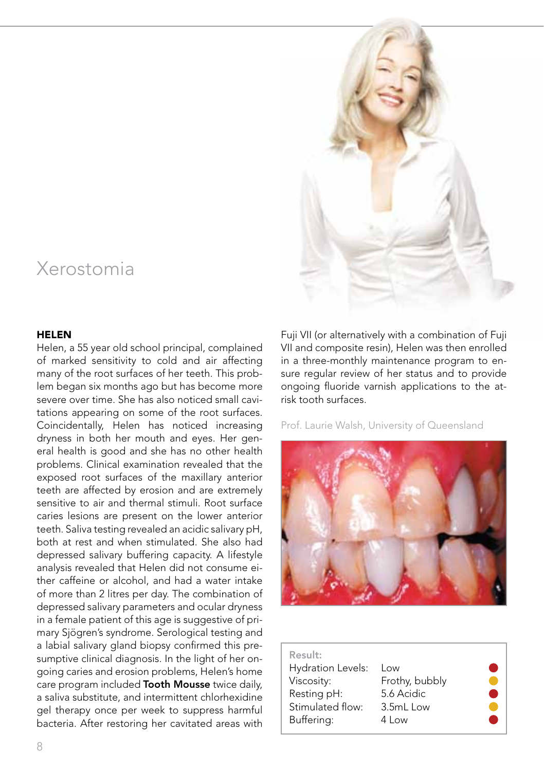# Xerostomia

**HELEN**

Helen, a 55 year old school principal, complained of marked sensitivity to cold and air affecting many of the root surfaces of her teeth. This problem began six months ago but has become more severe over time. She has also noticed small cavitations appearing on some of the root surfaces. Coincidentally, Helen has noticed increasing dryness in both her mouth and eyes. Her general health is good and she has no other health problems. Clinical examination revealed that the exposed root surfaces of the maxillary anterior teeth are affected by erosion and are extremely sensitive to air and thermal stimuli. Root surface caries lesions are present on the lower anterior teeth. Saliva testing revealed an acidic salivary pH, both at rest and when stimulated. She also had depressed salivary buffering capacity. A lifestyle analysis revealed that Helen did not consume either caffeine or alcohol, and had a water intake of more than 2 litres per day. The combination of depressed salivary parameters and ocular dryness in a female patient of this age is suggestive of primary Sjögren's syndrome. Serological testing and a labial salivary gland biopsy confirmed this presumptive clinical diagnosis. In the light of her ongoing caries and erosion problems, Helen's home care program included **Tooth Mousse** twice daily, a saliva substitute, and intermittent chlorhexidine gel therapy once per week to suppress harmful bacteria. After restoring her cavitated areas with Fuji VII (or alternatively with a combination of Fuji VII and composite resin), Helen was then enrolled in a three-monthly maintenance program to ensure regular review of her status and to provide ongoing fluoride varnish applications to the at-risk tooth surfaces.

Prof. Laurie Walsh, University of Queensland

| Result: | | |
|---|---|---|
| Hydration Levels: | Low | ● (red) |
| Viscosity: | Frothy, bubbly | ● (yellow) |
| Resting pH: | 5.6 Acidic | ● (red) |
| Stimulated flow: | 3.5mL Low | ● (yellow) |
| Buffering: | 4 Low | ● (red) |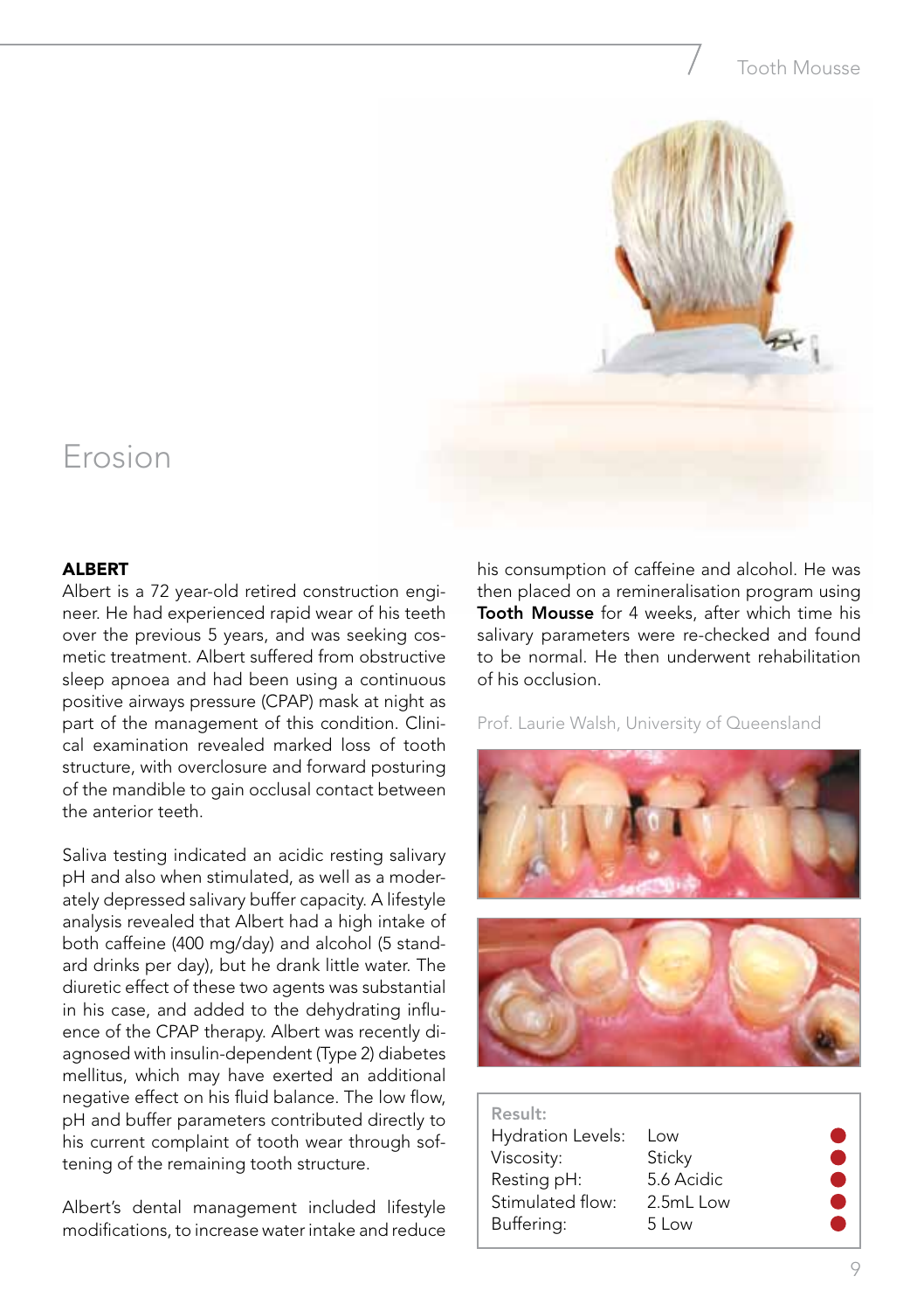# Erosion

**ALBERT**

Albert is a 72 year-old retired construction engineer. He had experienced rapid wear of his teeth over the previous 5 years, and was seeking cosmetic treatment. Albert suffered from obstructive sleep apnoea and had been using a continuous positive airways pressure (CPAP) mask at night as part of the management of this condition. Clinical examination revealed marked loss of tooth structure, with overclosure and forward posturing of the mandible to gain occlusal contact between the anterior teeth.

Saliva testing indicated an acidic resting salivary pH and also when stimulated, as well as a moderately depressed salivary buffer capacity. A lifestyle analysis revealed that Albert had a high intake of both caffeine (400 mg/day) and alcohol (5 standard drinks per day), but he drank little water. The diuretic effect of these two agents was substantial in his case, and added to the dehydrating influence of the CPAP therapy. Albert was recently diagnosed with insulin-dependent (Type 2) diabetes mellitus, which may have exerted an additional negative effect on his fluid balance. The low flow, pH and buffer parameters contributed directly to his current complaint of tooth wear through softening of the remaining tooth structure.

Albert's dental management included lifestyle modifications, to increase water intake and reduce his consumption of caffeine and alcohol. He was then placed on a remineralisation program using **Tooth Mousse** for 4 weeks, after which time his salivary parameters were re-checked and found to be normal. He then underwent rehabilitation of his occlusion.

Prof. Laurie Walsh, University of Queensland

**Result:**

| | |
|---|---|
| Hydration Levels: | Low |
| Viscosity: | Sticky |
| Resting pH: | 5.6 Acidic |
| Stimulated flow: | 2.5mL Low |
| Buffering: | 5 Low |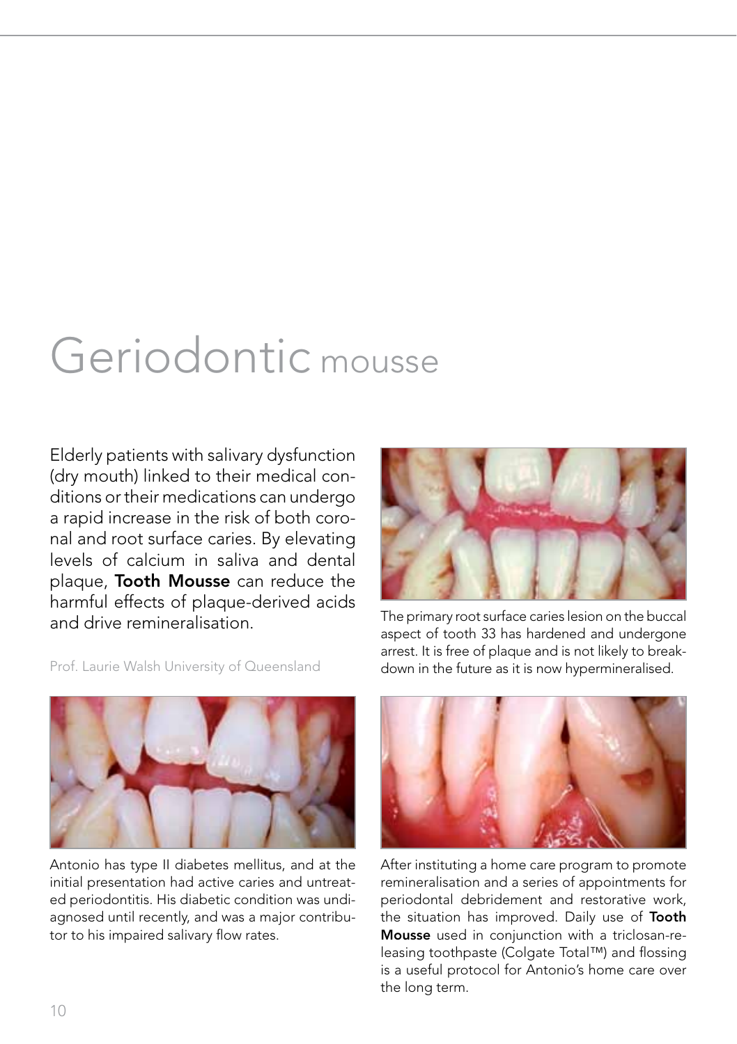# Geriodontic mousse

Elderly patients with salivary dysfunction (dry mouth) linked to their medical conditions or their medications can undergo a rapid increase in the risk of both coronal and root surface caries. By elevating levels of calcium in saliva and dental plaque, **Tooth Mousse** can reduce the harmful effects of plaque-derived acids and drive remineralisation.

Prof. Laurie Walsh University of Queensland

The primary root surface caries lesion on the buccal aspect of tooth 33 has hardened and undergone arrest. It is free of plaque and is not likely to breakdown in the future as it is now hypermineralised.

Antonio has type II diabetes mellitus, and at the initial presentation had active caries and untreated periodontitis. His diabetic condition was undiagnosed until recently, and was a major contributor to his impaired salivary flow rates.

After instituting a home care program to promote remineralisation and a series of appointments for periodontal debridement and restorative work, the situation has improved. Daily use of **Tooth Mousse** used in conjunction with a triclosan-releasing toothpaste (Colgate Total™) and flossing is a useful protocol for Antonio's home care over the long term.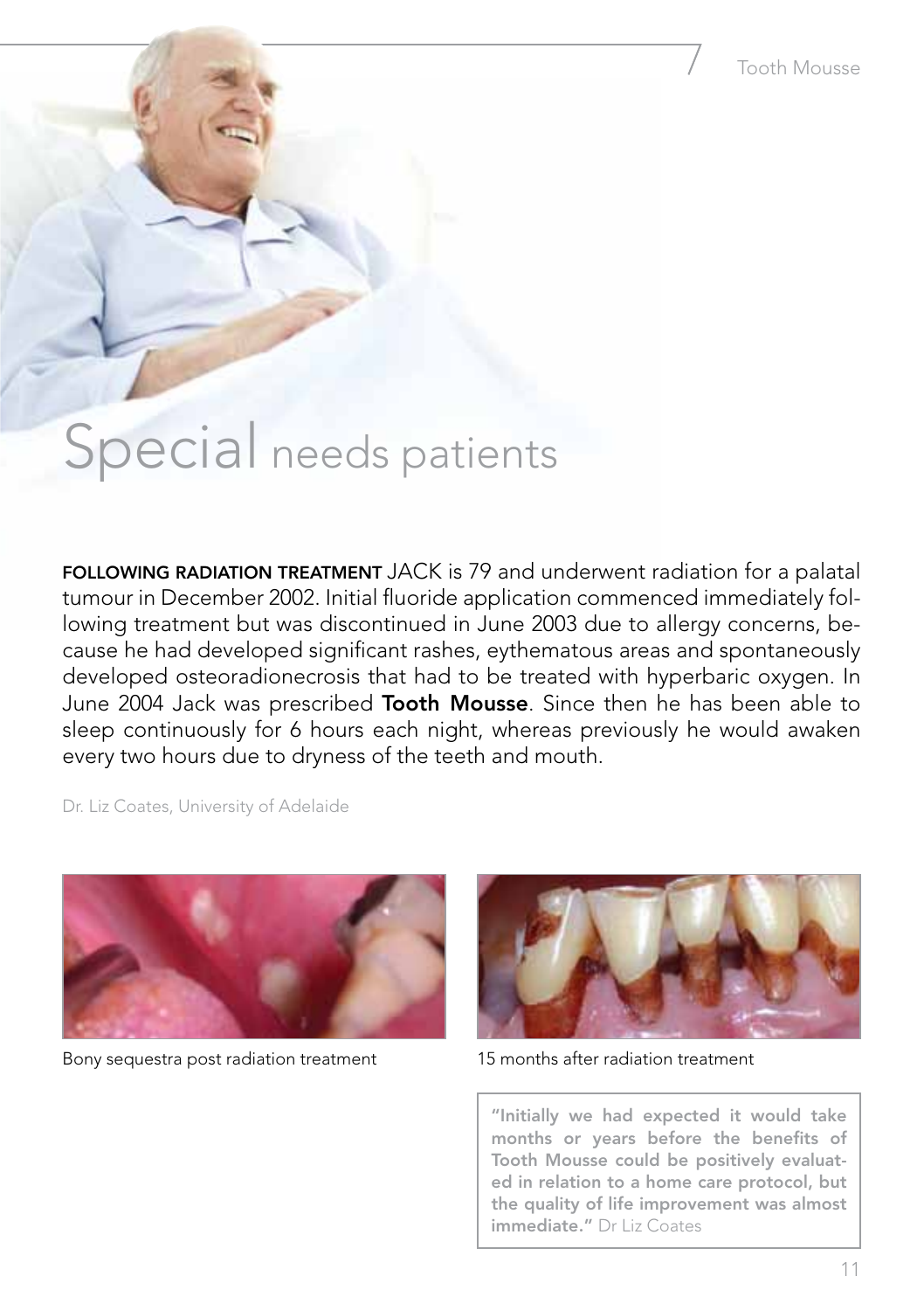# Special needs patients

**FOLLOWING RADIATION TREATMENT** JACK is 79 and underwent radiation for a palatal tumour in December 2002. Initial fluoride application commenced immediately following treatment but was discontinued in June 2003 due to allergy concerns, because he had developed significant rashes, eythematous areas and spontaneously developed osteoradionecrosis that had to be treated with hyperbaric oxygen. In June 2004 Jack was prescribed **Tooth Mousse**. Since then he has been able to sleep continuously for 6 hours each night, whereas previously he would awaken every two hours due to dryness of the teeth and mouth.

Dr. Liz Coates, University of Adelaide

Bony sequestra post radiation treatment

15 months after radiation treatment

> **"Initially we had expected it would take months or years before the benefits of Tooth Mousse could be positively evaluated in relation to a home care protocol, but the quality of life improvement was almost immediate."** Dr Liz Coates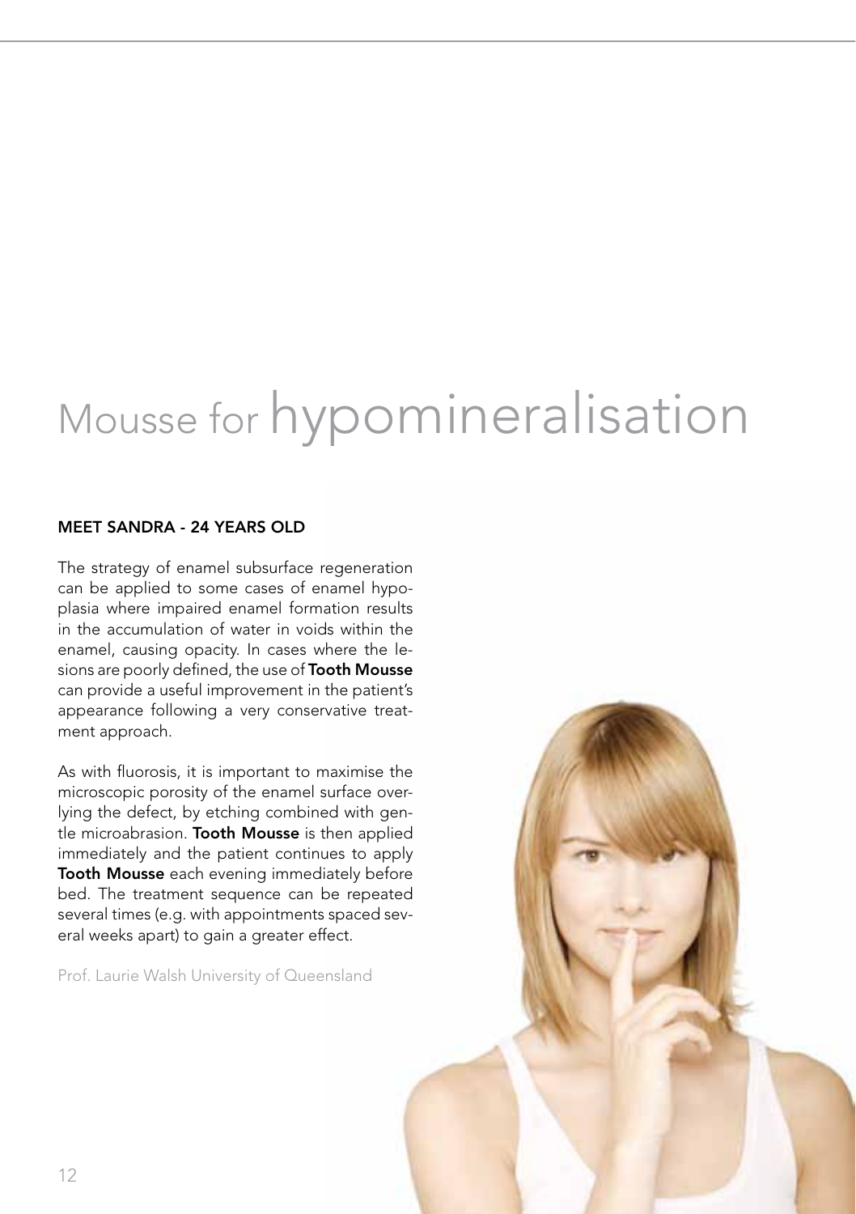# Mousse for hypomineralisation

## MEET SANDRA - 24 YEARS OLD

The strategy of enamel subsurface regeneration can be applied to some cases of enamel hypoplasia where impaired enamel formation results in the accumulation of water in voids within the enamel, causing opacity. In cases where the lesions are poorly defined, the use of **Tooth Mousse** can provide a useful improvement in the patient's appearance following a very conservative treatment approach.

As with fluorosis, it is important to maximise the microscopic porosity of the enamel surface overlying the defect, by etching combined with gentle microabrasion. **Tooth Mousse** is then applied immediately and the patient continues to apply **Tooth Mousse** each evening immediately before bed. The treatment sequence can be repeated several times (e.g. with appointments spaced several weeks apart) to gain a greater effect.

Prof. Laurie Walsh University of Queensland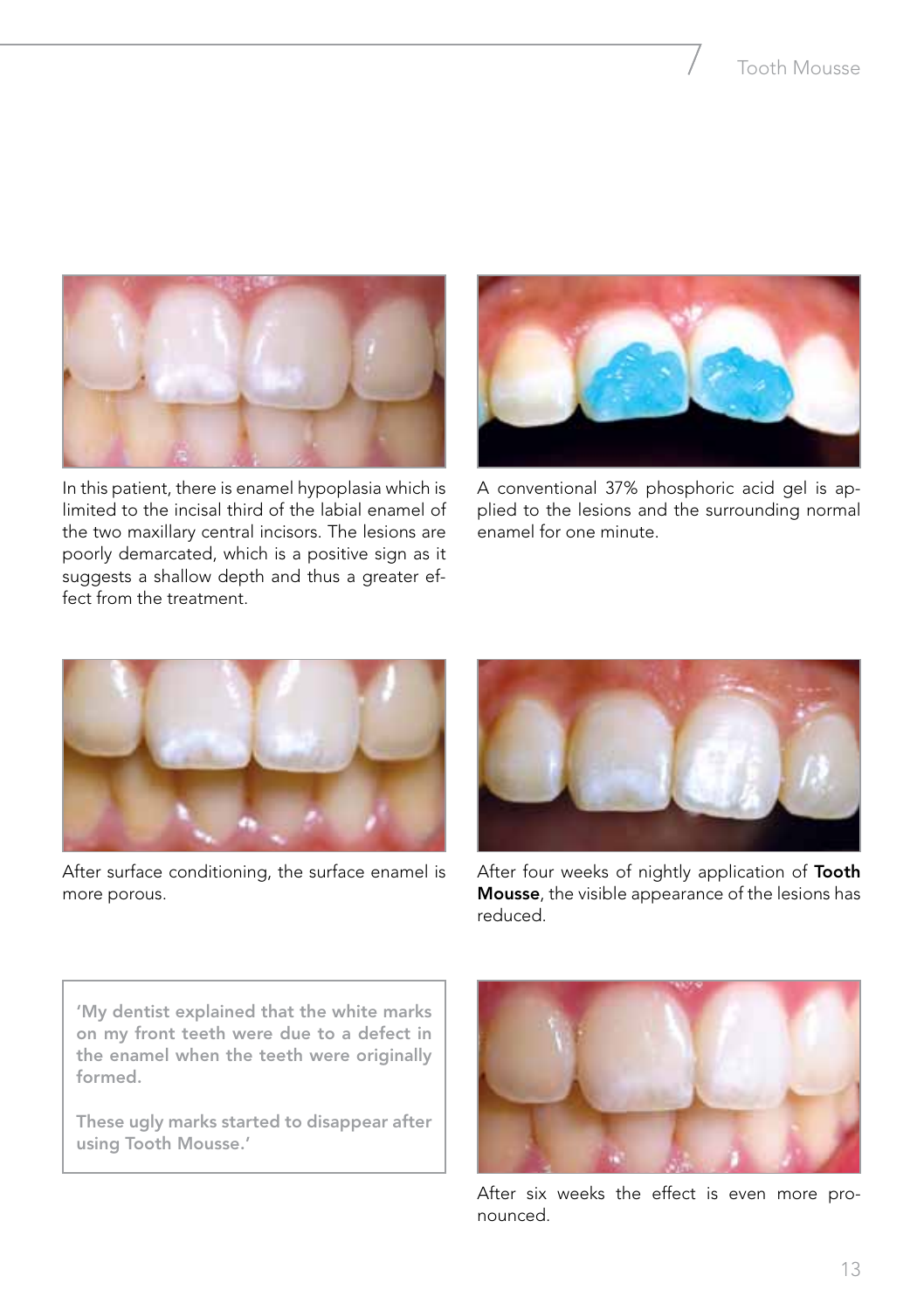In this patient, there is enamel hypoplasia which is limited to the incisal third of the labial enamel of the two maxillary central incisors. The lesions are poorly demarcated, which is a positive sign as it suggests a shallow depth and thus a greater effect from the treatment.

A conventional 37% phosphoric acid gel is applied to the lesions and the surrounding normal enamel for one minute.

After surface conditioning, the surface enamel is more porous.

After four weeks of nightly application of **Tooth Mousse**, the visible appearance of the lesions has reduced.

> **'My dentist explained that the white marks on my front teeth were due to a defect in the enamel when the teeth were originally formed.**
>
> **These ugly marks started to disappear after using Tooth Mousse.'**

After six weeks the effect is even more pronounced.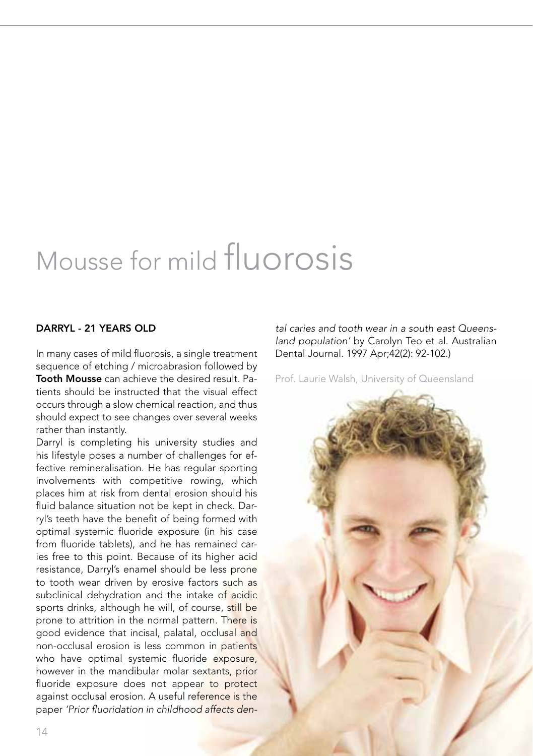# Mousse for mild fluorosis

### DARRYL - 21 YEARS OLD

In many cases of mild fluorosis, a single treatment sequence of etching / microabrasion followed by **Tooth Mousse** can achieve the desired result. Patients should be instructed that the visual effect occurs through a slow chemical reaction, and thus should expect to see changes over several weeks rather than instantly.

Darryl is completing his university studies and his lifestyle poses a number of challenges for effective remineralisation. He has regular sporting involvements with competitive rowing, which places him at risk from dental erosion should his fluid balance situation not be kept in check. Darryl's teeth have the benefit of being formed with optimal systemic fluoride exposure (in his case from fluoride tablets), and he has remained caries free to this point. Because of its higher acid resistance, Darryl's enamel should be less prone to tooth wear driven by erosive factors such as subclinical dehydration and the intake of acidic sports drinks, although he will, of course, still be prone to attrition in the normal pattern. There is good evidence that incisal, palatal, occlusal and non-occlusal erosion is less common in patients who have optimal systemic fluoride exposure, however in the mandibular molar sextants, prior fluoride exposure does not appear to protect against occlusal erosion. A useful reference is the paper *'Prior fluoridation in childhood affects dental caries and tooth wear in a south east Queensland population'* by Carolyn Teo et al. Australian Dental Journal. 1997 Apr;42(2): 92-102.)

Prof. Laurie Walsh, University of Queensland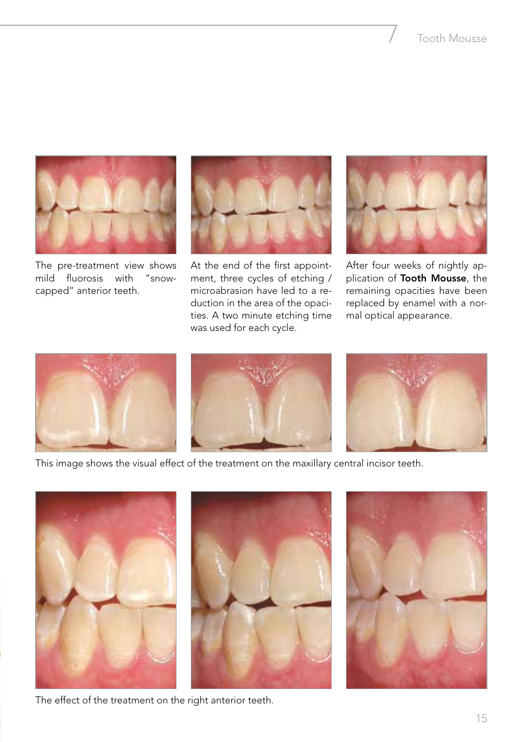The pre-treatment view shows mild fluorosis with "snow-capped" anterior teeth.

At the end of the first appointment, three cycles of etching / microabrasion have led to a reduction in the area of the opacities. A two minute etching time was used for each cycle.

After four weeks of nightly application of **Tooth Mousse**, the remaining opacities have been replaced by enamel with a normal optical appearance.

This image shows the visual effect of the treatment on the maxillary central incisor teeth.

The effect of the treatment on the right anterior teeth.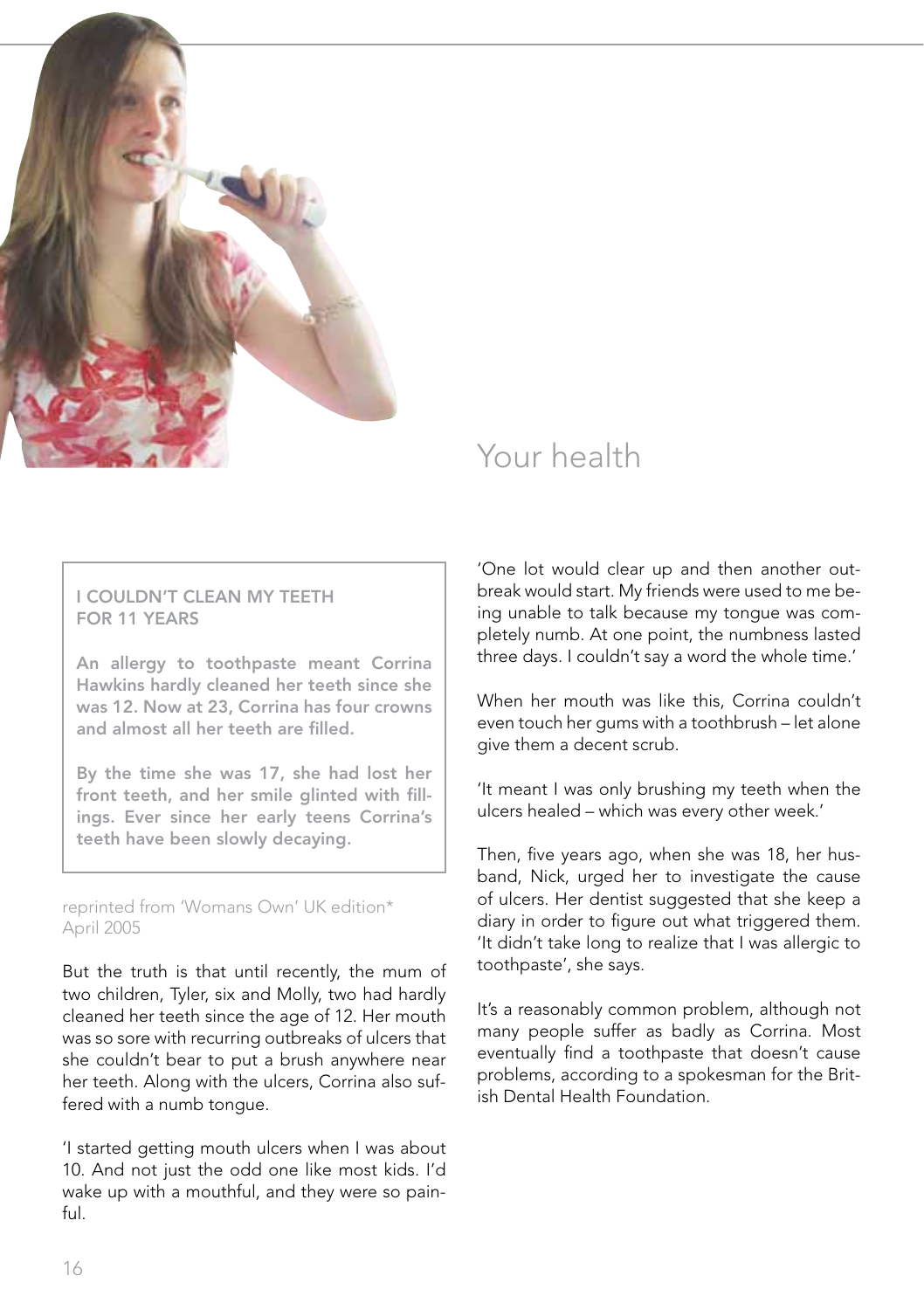# Your health

**I COULDN'T CLEAN MY TEETH FOR 11 YEARS**

**An allergy to toothpaste meant Corrina Hawkins hardly cleaned her teeth since she was 12. Now at 23, Corrina has four crowns and almost all her teeth are filled.**

**By the time she was 17, she had lost her front teeth, and her smile glinted with fillings. Ever since her early teens Corrina's teeth have been slowly decaying.**

reprinted from 'Womans Own' UK edition*
April 2005

But the truth is that until recently, the mum of two children, Tyler, six and Molly, two had hardly cleaned her teeth since the age of 12. Her mouth was so sore with recurring outbreaks of ulcers that she couldn't bear to put a brush anywhere near her teeth. Along with the ulcers, Corrina also suffered with a numb tongue.

'I started getting mouth ulcers when I was about 10. And not just the odd one like most kids. I'd wake up with a mouthful, and they were so painful.

'One lot would clear up and then another outbreak would start. My friends were used to me being unable to talk because my tongue was completely numb. At one point, the numbness lasted three days. I couldn't say a word the whole time.'

When her mouth was like this, Corrina couldn't even touch her gums with a toothbrush – let alone give them a decent scrub.

'It meant I was only brushing my teeth when the ulcers healed – which was every other week.'

Then, five years ago, when she was 18, her husband, Nick, urged her to investigate the cause of ulcers. Her dentist suggested that she keep a diary in order to figure out what triggered them. 'It didn't take long to realize that I was allergic to toothpaste', she says.

It's a reasonably common problem, although not many people suffer as badly as Corrina. Most eventually find a toothpaste that doesn't cause problems, according to a spokesman for the British Dental Health Foundation.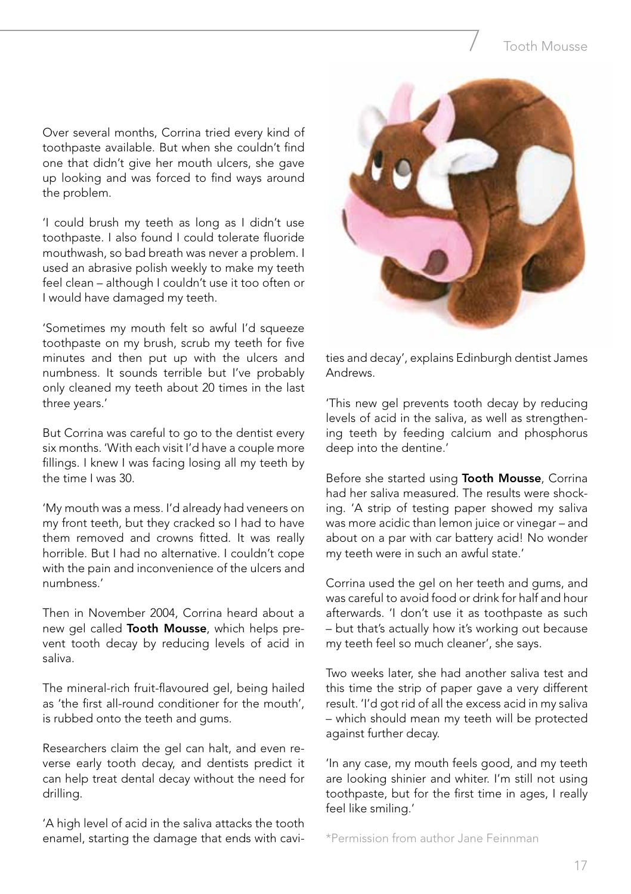Over several months, Corrina tried every kind of toothpaste available. But when she couldn't find one that didn't give her mouth ulcers, she gave up looking and was forced to find ways around the problem.

'I could brush my teeth as long as I didn't use toothpaste. I also found I could tolerate fluoride mouthwash, so bad breath was never a problem. I used an abrasive polish weekly to make my teeth feel clean – although I couldn't use it too often or I would have damaged my teeth.

'Sometimes my mouth felt so awful I'd squeeze toothpaste on my brush, scrub my teeth for five minutes and then put up with the ulcers and numbness. It sounds terrible but I've probably only cleaned my teeth about 20 times in the last three years.'

But Corrina was careful to go to the dentist every six months. 'With each visit I'd have a couple more fillings. I knew I was facing losing all my teeth by the time I was 30.

'My mouth was a mess. I'd already had veneers on my front teeth, but they cracked so I had to have them removed and crowns fitted. It was really horrible. But I had no alternative. I couldn't cope with the pain and inconvenience of the ulcers and numbness.'

Then in November 2004, Corrina heard about a new gel called **Tooth Mousse**, which helps prevent tooth decay by reducing levels of acid in saliva.

The mineral-rich fruit-flavoured gel, being hailed as 'the first all-round conditioner for the mouth', is rubbed onto the teeth and gums.

Researchers claim the gel can halt, and even reverse early tooth decay, and dentists predict it can help treat dental decay without the need for drilling.

'A high level of acid in the saliva attacks the tooth enamel, starting the damage that ends with cavities and decay', explains Edinburgh dentist James Andrews.

'This new gel prevents tooth decay by reducing levels of acid in the saliva, as well as strengthening teeth by feeding calcium and phosphorus deep into the dentine.'

Before she started using **Tooth Mousse**, Corrina had her saliva measured. The results were shocking. 'A strip of testing paper showed my saliva was more acidic than lemon juice or vinegar – and about on a par with car battery acid! No wonder my teeth were in such an awful state.'

Corrina used the gel on her teeth and gums, and was careful to avoid food or drink for half and hour afterwards. 'I don't use it as toothpaste as such – but that's actually how it's working out because my teeth feel so much cleaner', she says.

Two weeks later, she had another saliva test and this time the strip of paper gave a very different result. 'I'd got rid of all the excess acid in my saliva – which should mean my teeth will be protected against further decay.

'In any case, my mouth feels good, and my teeth are looking shinier and whiter. I'm still not using toothpaste, but for the first time in ages, I really feel like smiling.'

*Permission from author Jane Feinnman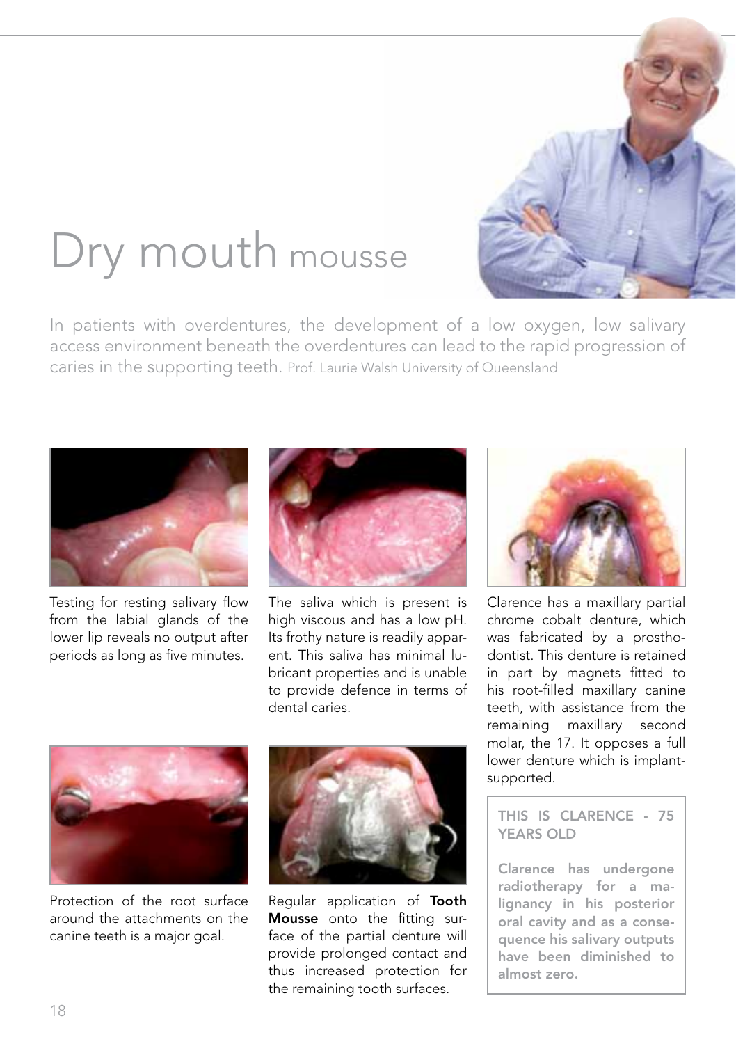# Dry mouth mousse

In patients with overdentures, the development of a low oxygen, low salivary access environment beneath the overdentures can lead to the rapid progression of caries in the supporting teeth. Prof. Laurie Walsh University of Queensland

Testing for resting salivary flow from the labial glands of the lower lip reveals no output after periods as long as five minutes.

The saliva which is present is high viscous and has a low pH. Its frothy nature is readily apparent. This saliva has minimal lubricant properties and is unable to provide defence in terms of dental caries.

Clarence has a maxillary partial chrome cobalt denture, which was fabricated by a prosthodontist. This denture is retained in part by magnets fitted to his root-filled maxillary canine teeth, with assistance from the remaining maxillary second molar, the 17. It opposes a full lower denture which is implant-supported.

Protection of the root surface around the attachments on the canine teeth is a major goal.

Regular application of **Tooth Mousse** onto the fitting surface of the partial denture will provide prolonged contact and thus increased protection for the remaining tooth surfaces.

**THIS IS CLARENCE - 75 YEARS OLD**

**Clarence has undergone radiotherapy for a malignancy in his posterior oral cavity and as a consequence his salivary outputs have been diminished to almost zero.**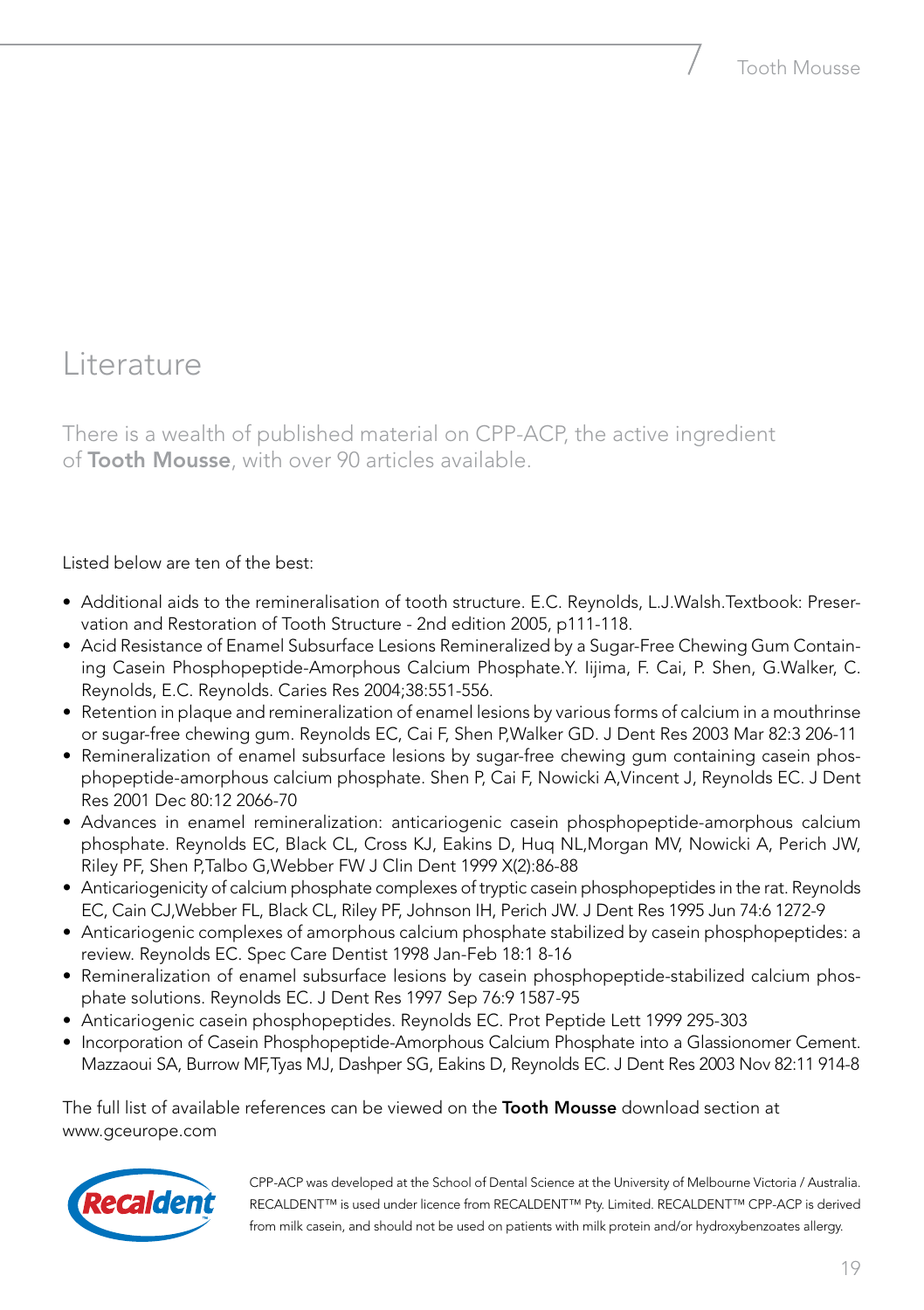# Literature

There is a wealth of published material on CPP-ACP, the active ingredient of **Tooth Mousse**, with over 90 articles available.

Listed below are ten of the best:

- Additional aids to the remineralisation of tooth structure. E.C. Reynolds, L.J.Walsh.Textbook: Preservation and Restoration of Tooth Structure - 2nd edition 2005, p111-118.
- Acid Resistance of Enamel Subsurface Lesions Remineralized by a Sugar-Free Chewing Gum Containing Casein Phosphopeptide-Amorphous Calcium Phosphate.Y. Iijima, F. Cai, P. Shen, G.Walker, C. Reynolds, E.C. Reynolds. Caries Res 2004;38:551-556.
- Retention in plaque and remineralization of enamel lesions by various forms of calcium in a mouthrinse or sugar-free chewing gum. Reynolds EC, Cai F, Shen P,Walker GD. J Dent Res 2003 Mar 82:3 206-11
- Remineralization of enamel subsurface lesions by sugar-free chewing gum containing casein phosphopeptide-amorphous calcium phosphate. Shen P, Cai F, Nowicki A,Vincent J, Reynolds EC. J Dent Res 2001 Dec 80:12 2066-70
- Advances in enamel remineralization: anticariogenic casein phosphopeptide-amorphous calcium phosphate. Reynolds EC, Black CL, Cross KJ, Eakins D, Huq NL,Morgan MV, Nowicki A, Perich JW, Riley PF, Shen P,Talbo G,Webber FW J Clin Dent 1999 X(2):86-88
- Anticariogenicity of calcium phosphate complexes of tryptic casein phosphopeptides in the rat. Reynolds EC, Cain CJ,Webber FL, Black CL, Riley PF, Johnson IH, Perich JW. J Dent Res 1995 Jun 74:6 1272-9
- Anticariogenic complexes of amorphous calcium phosphate stabilized by casein phosphopeptides: a review. Reynolds EC. Spec Care Dentist 1998 Jan-Feb 18:1 8-16
- Remineralization of enamel subsurface lesions by casein phosphopeptide-stabilized calcium phosphate solutions. Reynolds EC. J Dent Res 1997 Sep 76:9 1587-95
- Anticariogenic casein phosphopeptides. Reynolds EC. Prot Peptide Lett 1999 295-303
- Incorporation of Casein Phosphopeptide-Amorphous Calcium Phosphate into a Glassionomer Cement. Mazzaoui SA, Burrow MF,Tyas MJ, Dashper SG, Eakins D, Reynolds EC. J Dent Res 2003 Nov 82:11 914-8

The full list of available references can be viewed on the **Tooth Mousse** download section at www.gceurope.com

Recaldent

CPP-ACP was developed at the School of Dental Science at the University of Melbourne Victoria / Australia. RECALDENT™ is used under licence from RECALDENT™ Pty. Limited. RECALDENT™ CPP-ACP is derived from milk casein, and should not be used on patients with milk protein and/or hydroxybenzoates allergy.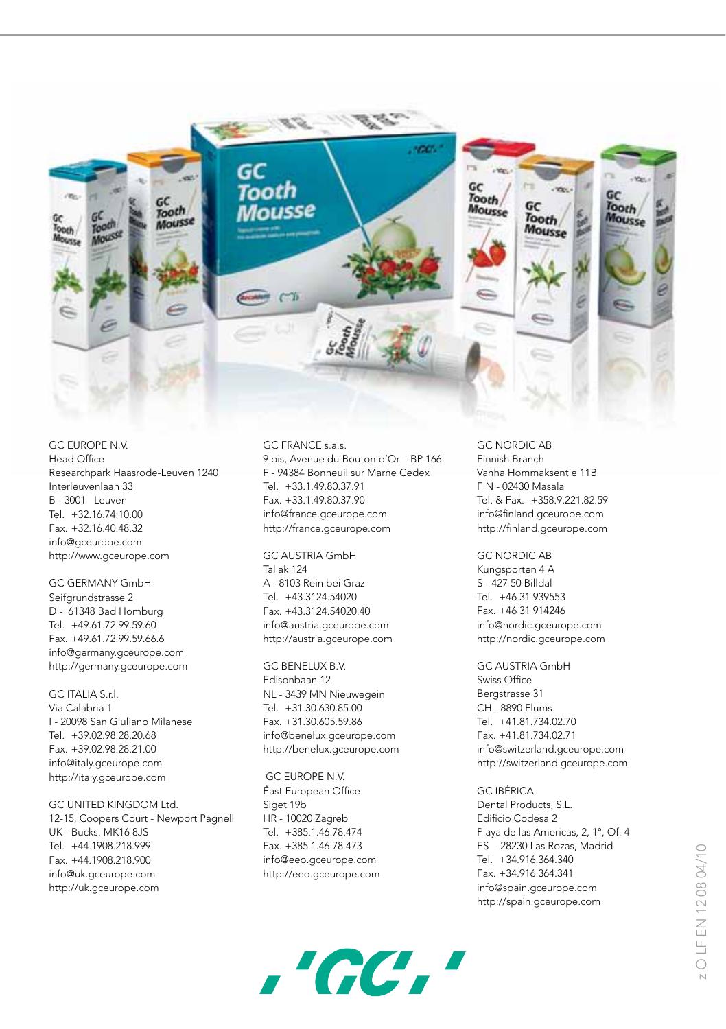GC EUROPE N.V.
Head Office
Researchpark Haasrode-Leuven 1240
Interleuvenlaan 33
B - 3001 Leuven
Tel. +32.16.74.10.00
Fax. +32.16.40.48.32
info@gceurope.com
http://www.gceurope.com

GC GERMANY GmbH
Seifgrundstrasse 2
D - 61348 Bad Homburg
Tel. +49.61.72.99.59.60
Fax. +49.61.72.99.59.66.6
info@germany.gceurope.com
http://germany.gceurope.com

GC ITALIA S.r.l.
Via Calabria 1
I - 20098 San Giuliano Milanese
Tel. +39.02.98.28.20.68
Fax. +39.02.98.28.21.00
info@italy.gceurope.com
http://italy.gceurope.com

GC UNITED KINGDOM Ltd.
12-15, Coopers Court - Newport Pagnell
UK - Bucks. MK16 8JS
Tel. +44.1908.218.999
Fax. +44.1908.218.900
info@uk.gceurope.com
http://uk.gceurope.com

GC FRANCE s.a.s.
9 bis, Avenue du Bouton d'Or – BP 166
F - 94384 Bonneuil sur Marne Cedex
Tel. +33.1.49.80.37.91
Fax. +33.1.49.80.37.90
info@france.gceurope.com
http://france.gceurope.com

GC AUSTRIA GmbH
Tallak 124
A - 8103 Rein bei Graz
Tel. +43.3124.54020
Fax. +43.3124.54020.40
info@austria.gceurope.com
http://austria.gceurope.com

GC BENELUX B.V.
Edisonbaan 12
NL - 3439 MN Nieuwegein
Tel. +31.30.630.85.00
Fax. +31.30.605.59.86
info@benelux.gceurope.com
http://benelux.gceurope.com

GC EUROPE N.V.
East European Office
Siget 19b
HR - 10020 Zagreb
Tel. +385.1.46.78.474
Fax. +385.1.46.78.473
info@eeo.gceurope.com
http://eeo.gceurope.com

GC NORDIC AB
Finnish Branch
Vanha Hommaksentie 11B
FIN - 02430 Masala
Tel. & Fax. +358.9.221.82.59
info@finland.gceurope.com
http://finland.gceurope.com

GC NORDIC AB
Kungsporten 4 A
S - 427 50 Billdal
Tel. +46 31 939553
Fax. +46 31 914246
info@nordic.gceurope.com
http://nordic.gceurope.com

GC AUSTRIA GmbH
Swiss Office
Bergstrasse 31
CH - 8890 Flums
Tel. +41.81.734.02.70
Fax. +41.81.734.02.71
info@switzerland.gceurope.com
http://switzerland.gceurope.com

GC IBÉRICA
Dental Products, S.L.
Edificio Codesa 2
Playa de las Americas, 2, 1°, Of. 4
ES - 28230 Las Rozas, Madrid
Tel. +34.916.364.340
Fax. +34.916.364.341
info@spain.gceurope.com
http://spain.gceurope.com

z O LF EN 12 08 04/10